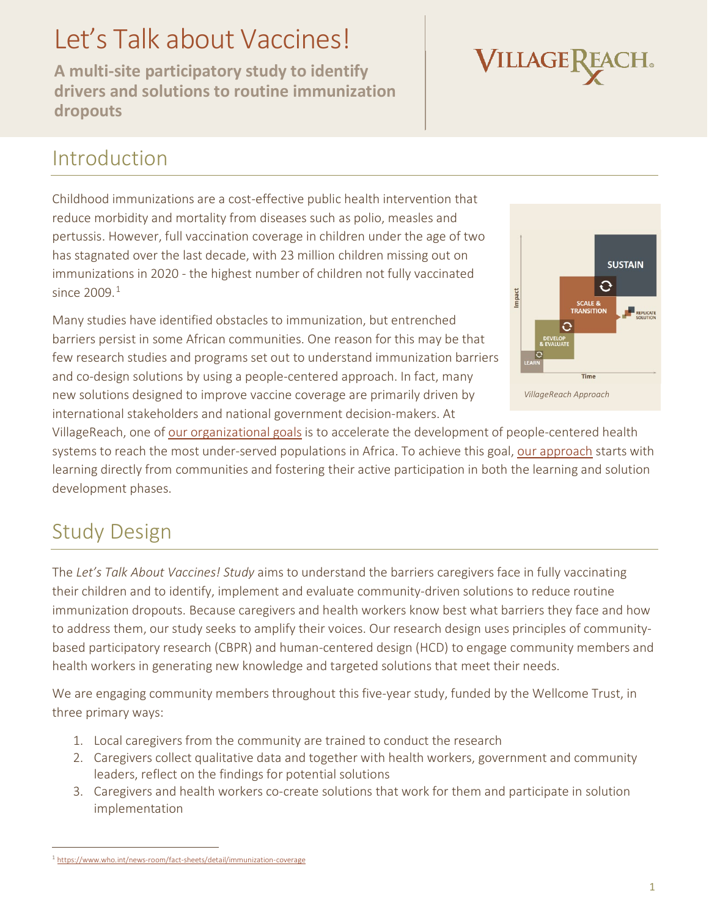# Let's Talk about Vaccines!

**A multi-site participatory study to identify drivers and solutions to routine immunization dropouts**

## Introduction

Childhood immunizations are a cost-effective public health intervention that reduce morbidity and mortality from diseases such as polio, measles and pertussis. However, full vaccination coverage in children under the age of two has stagnated over the last decade, with 23 million children missing out on immunizations in 2020 - the highest number of children not fully vaccinated since 2009.[1]

Many studies have identified obstacles to immunization, but entrenched barriers persist in some African communities. One reason for this may be that few research studies and programs set out to understand immunization barriers and co-design solutions by using a people-centered approach. In fact, many new solutions designed to improve vaccine coverage are primarily driven by international stakeholders and national government decision-makers. At VillageReach, one of our organizational goals is to accelerate the development of people-centered health systems to reach the most under-served populations in Africa. To achieve this goal, our approach starts with learning directly from communities and fostering their active participation in both the learning and solution development phases.

*VillageReach Approach*

## Study Design

The *Let's Talk About Vaccines! Study* aims to understand the barriers caregivers face in fully vaccinating their children and to identify, implement and evaluate community-driven solutions to reduce routine immunization dropouts. Because caregivers and health workers know best what barriers they face and how to address them, our study seeks to amplify their voices. Our research design uses principles of community-based participatory research (CBPR) and human-centered design (HCD) to engage community members and health workers in generating new knowledge and targeted solutions that meet their needs.

We are engaging community members throughout this five-year study, funded by the Wellcome Trust, in three primary ways:

1. Local caregivers from the community are trained to conduct the research
2. Caregivers collect qualitative data and together with health workers, government and community leaders, reflect on the findings for potential solutions
3. Caregivers and health workers co-create solutions that work for them and participate in solution implementation

[1] https://www.who.int/news-room/fact-sheets/detail/immunization-coverage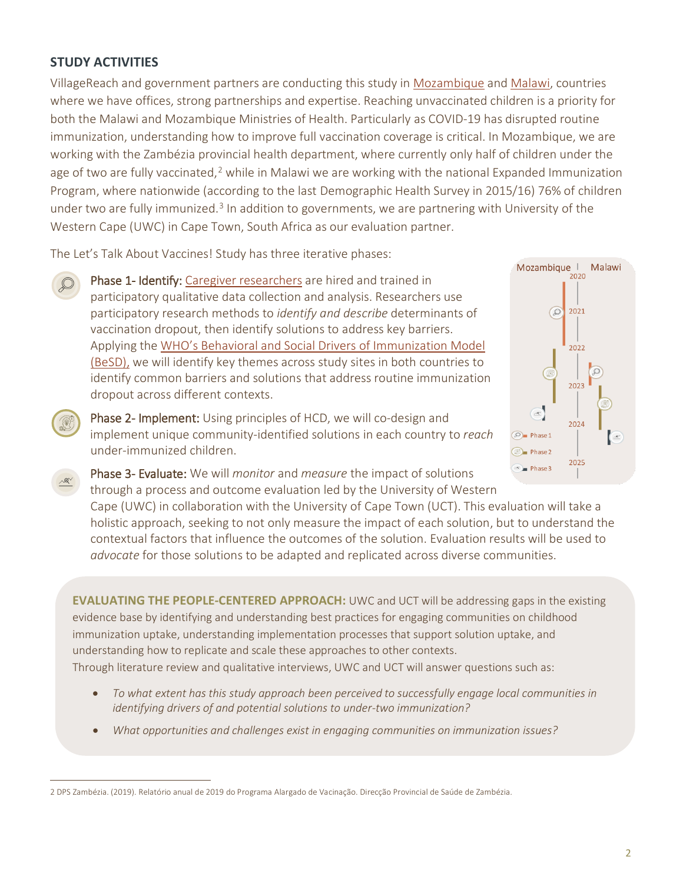## STUDY ACTIVITIES

VillageReach and government partners are conducting this study in Mozambique and Malawi, countries where we have offices, strong partnerships and expertise. Reaching unvaccinated children is a priority for both the Malawi and Mozambique Ministries of Health. Particularly as COVID-19 has disrupted routine immunization, understanding how to improve full vaccination coverage is critical. In Mozambique, we are working with the Zambézia provincial health department, where currently only half of children under the age of two are fully vaccinated,[2] while in Malawi we are working with the national Expanded Immunization Program, where nationwide (according to the last Demographic Health Survey in 2015/16) 76% of children under two are fully immunized.[3] In addition to governments, we are partnering with University of the Western Cape (UWC) in Cape Town, South Africa as our evaluation partner.

The Let's Talk About Vaccines! Study has three iterative phases:

**Phase 1- Identify:** Caregiver researchers are hired and trained in participatory qualitative data collection and analysis. Researchers use participatory research methods to *identify and describe* determinants of vaccination dropout, then identify solutions to address key barriers. Applying the WHO's Behavioral and Social Drivers of Immunization Model (BeSD), we will identify key themes across study sites in both countries to identify common barriers and solutions that address routine immunization dropout across different contexts.

**Phase 2- Implement:** Using principles of HCD, we will co-design and implement unique community-identified solutions in each country to *reach* under-immunized children.

**Phase 3- Evaluate:** We will *monitor* and *measure* the impact of solutions through a process and outcome evaluation led by the University of Western Cape (UWC) in collaboration with the University of Cape Town (UCT). This evaluation will take a holistic approach, seeking to not only measure the impact of each solution, but to understand the contextual factors that influence the outcomes of the solution. Evaluation results will be used to *advocate* for those solutions to be adapted and replicated across diverse communities.

Mozambique | Malawi — 2020, 2021, 2022, 2023, 2024, 2025 — Phase 1, Phase 2, Phase 3

**EVALUATING THE PEOPLE-CENTERED APPROACH:** UWC and UCT will be addressing gaps in the existing evidence base by identifying and understanding best practices for engaging communities on childhood immunization uptake, understanding implementation processes that support solution uptake, and understanding how to replicate and scale these approaches to other contexts.
Through literature review and qualitative interviews, UWC and UCT will answer questions such as:

- *To what extent has this study approach been perceived to successfully engage local communities in identifying drivers of and potential solutions to under-two immunization?*
- *What opportunities and challenges exist in engaging communities on immunization issues?*

2 DPS Zambézia. (2019). Relatório anual de 2019 do Programa Alargado de Vacinação. Direcção Provincial de Saúde de Zambézia.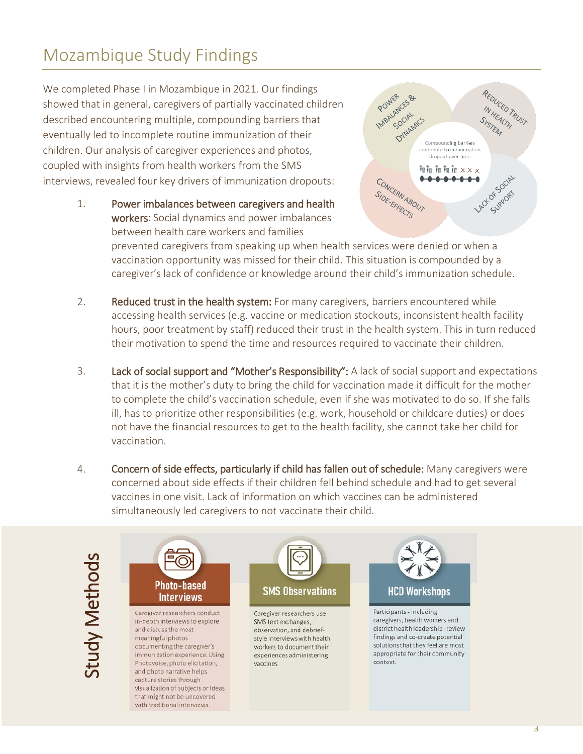# Mozambique Study Findings

We completed Phase I in Mozambique in 2021. Our findings showed that in general, caregivers of partially vaccinated children described encountering multiple, compounding barriers that eventually led to incomplete routine immunization of their children. Our analysis of caregiver experiences and photos, coupled with insights from health workers from the SMS interviews, revealed four key drivers of immunization dropouts:

Power Imbalances & Social Dynamics | Reduced Trust in Health System | Concern About Side-Effects | Lack of Social Support

Compounding barriers contribute to immunization dropout over time

1. **Power imbalances between caregivers and health workers**: Social dynamics and power imbalances between health care workers and families prevented caregivers from speaking up when health services were denied or when a vaccination opportunity was missed for their child. This situation is compounded by a caregiver's lack of confidence or knowledge around their child's immunization schedule.

2. **Reduced trust in the health system:** For many caregivers, barriers encountered while accessing health services (e.g. vaccine or medication stockouts, inconsistent health facility hours, poor treatment by staff) reduced their trust in the health system. This in turn reduced their motivation to spend the time and resources required to vaccinate their children.

3. **Lack of social support and "Mother's Responsibility":** A lack of social support and expectations that it is the mother's duty to bring the child for vaccination made it difficult for the mother to complete the child's vaccination schedule, even if she was motivated to do so. If she falls ill, has to prioritize other responsibilities (e.g. work, household or childcare duties) or does not have the financial resources to get to the health facility, she cannot take her child for vaccination.

4. **Concern of side effects, particularly if child has fallen out of schedule:** Many caregivers were concerned about side effects if their children fell behind schedule and had to get several vaccines in one visit. Lack of information on which vaccines can be administered simultaneously led caregivers to not vaccinate their child.

## Study Methods

**Photo-based Interviews**

Caregiver researchers conduct in-depth interviews to explore and discuss the most meaningful photos documenting the caregiver's immunization experience. Using Photovoice, photo elicitation, and photo narrative helps capture stories through visualization of subjects or ideas that might not be uncovered with traditional interviews.

**SMS Observations**

Caregiver researchers use SMS text exchanges, observation, and debrief-style interviews with health workers to document their experiences administering vaccines

**HCD Workshops**

Participants - including caregivers, health workers and district health leadership- review findings and co-create potential solutions that they feel are most appropriate for their community context.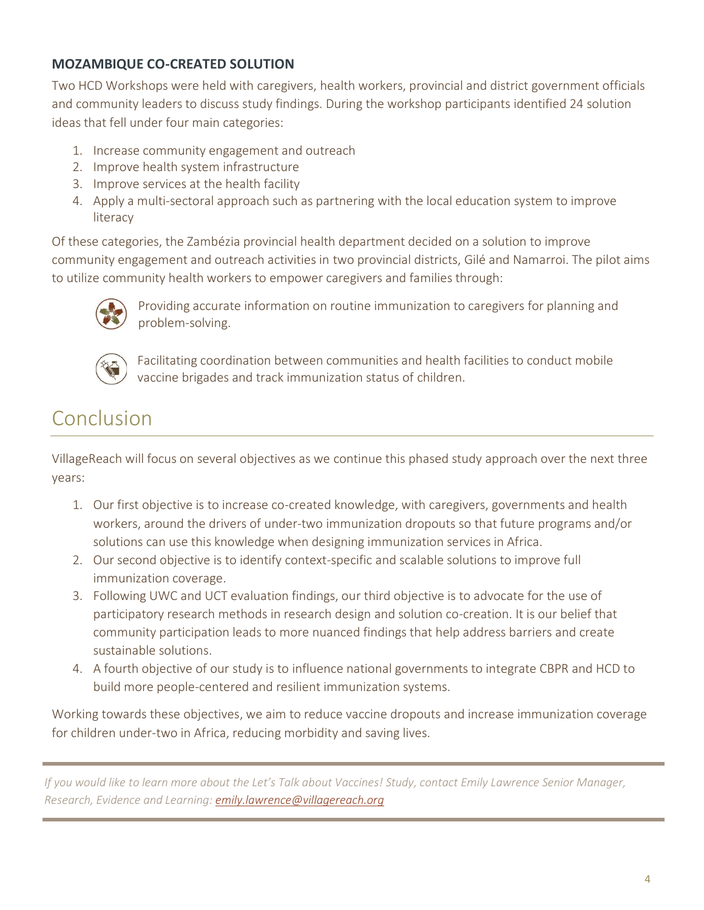### MOZAMBIQUE CO-CREATED SOLUTION

Two HCD Workshops were held with caregivers, health workers, provincial and district government officials and community leaders to discuss study findings. During the workshop participants identified 24 solution ideas that fell under four main categories:

1. Increase community engagement and outreach
2. Improve health system infrastructure
3. Improve services at the health facility
4. Apply a multi-sectoral approach such as partnering with the local education system to improve literacy

Of these categories, the Zambézia provincial health department decided on a solution to improve community engagement and outreach activities in two provincial districts, Gilé and Namarroi. The pilot aims to utilize community health workers to empower caregivers and families through:

- Providing accurate information on routine immunization to caregivers for planning and problem-solving.
- Facilitating coordination between communities and health facilities to conduct mobile vaccine brigades and track immunization status of children.

# Conclusion

VillageReach will focus on several objectives as we continue this phased study approach over the next three years:

1. Our first objective is to increase co-created knowledge, with caregivers, governments and health workers, around the drivers of under-two immunization dropouts so that future programs and/or solutions can use this knowledge when designing immunization services in Africa.
2. Our second objective is to identify context-specific and scalable solutions to improve full immunization coverage.
3. Following UWC and UCT evaluation findings, our third objective is to advocate for the use of participatory research methods in research design and solution co-creation. It is our belief that community participation leads to more nuanced findings that help address barriers and create sustainable solutions.
4. A fourth objective of our study is to influence national governments to integrate CBPR and HCD to build more people-centered and resilient immunization systems.

Working towards these objectives, we aim to reduce vaccine dropouts and increase immunization coverage for children under-two in Africa, reducing morbidity and saving lives.

*If you would like to learn more about the Let's Talk about Vaccines! Study, contact Emily Lawrence Senior Manager, Research, Evidence and Learning: emily.lawrence@villagereach.org*